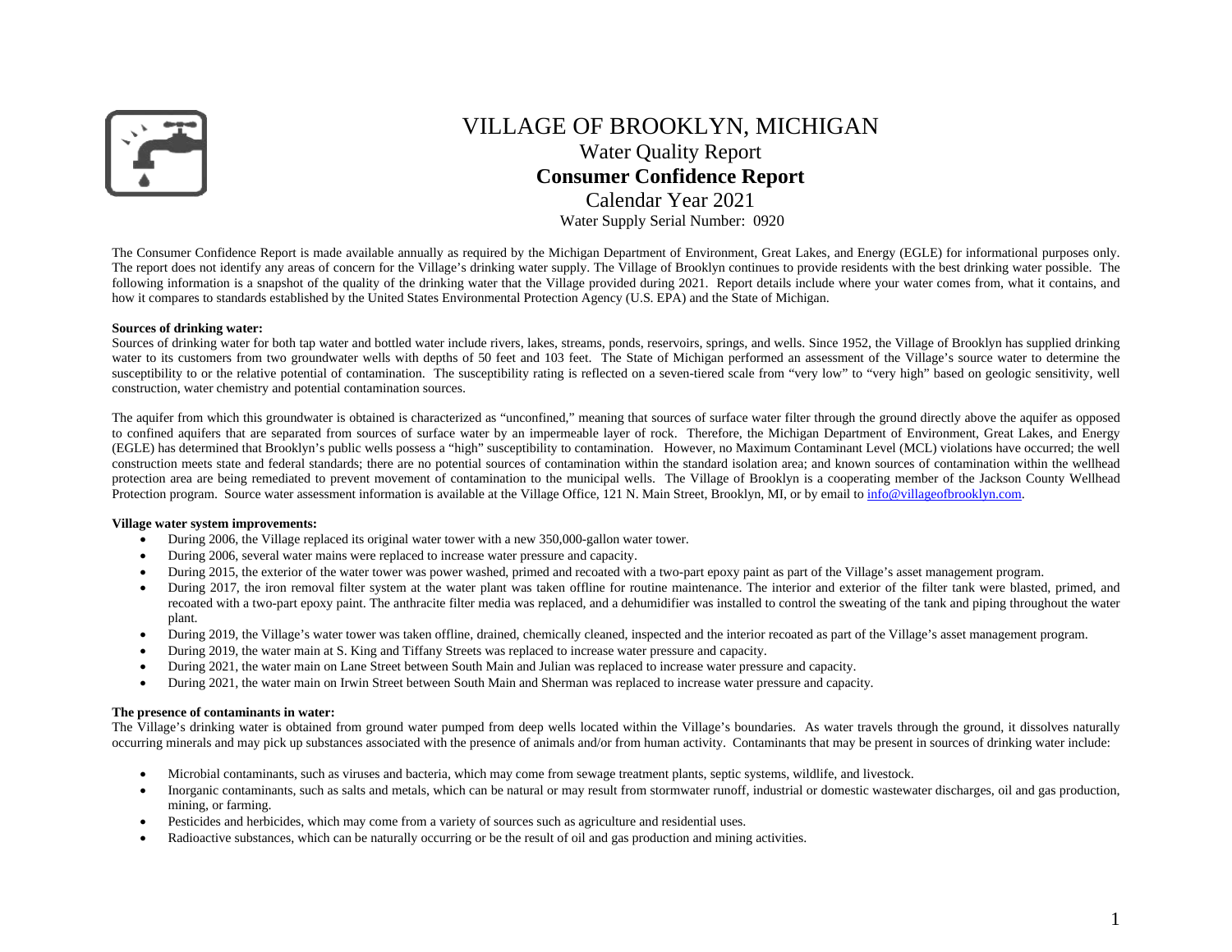# VILLAGE OF BROOKLYN, MICHIGAN

## Water Quality Report

## **Consumer Confidence Report**

Calendar Year 2021

Water Supply Serial Number: 0920

The Consumer Confidence Report is made available annually as required by the Michigan Department of Environment, Great Lakes, and Energy (EGLE) for informational purposes only. The report does not identify any areas of concern for the Village's drinking water supply. The Village of Brooklyn continues to provide residents with the best drinking water possible. The following information is a snapshot of the quality of the drinking water that the Village provided during 2021. Report details include where your water comes from, what it contains, and how it compares to standards established by the United States Environmental Protection Agency (U.S. EPA) and the State of Michigan.

**Sources of drinking water:**

Sources of drinking water for both tap water and bottled water include rivers, lakes, streams, ponds, reservoirs, springs, and wells. Since 1952, the Village of Brooklyn has supplied drinking water to its customers from two groundwater wells with depths of 50 feet and 103 feet. The State of Michigan performed an assessment of the Village's source water to determine the susceptibility to or the relative potential of contamination. The susceptibility rating is reflected on a seven-tiered scale from "very low" to "very high" based on geologic sensitivity, well construction, water chemistry and potential contamination sources.

The aquifer from which this groundwater is obtained is characterized as "unconfined," meaning that sources of surface water filter through the ground directly above the aquifer as opposed to confined aquifers that are separated from sources of surface water by an impermeable layer of rock. Therefore, the Michigan Department of Environment, Great Lakes, and Energy (EGLE) has determined that Brooklyn's public wells possess a "high" susceptibility to contamination. However, no Maximum Contaminant Level (MCL) violations have occurred; the well construction meets state and federal standards; there are no potential sources of contamination within the standard isolation area; and known sources of contamination within the wellhead protection area are being remediated to prevent movement of contamination to the municipal wells. The Village of Brooklyn is a cooperating member of the Jackson County Wellhead Protection program. Source water assessment information is available at the Village Office, 121 N. Main Street, Brooklyn, MI, or by email to info@villageofbrooklyn.com.

**Village water system improvements:**

- During 2006, the Village replaced its original water tower with a new 350,000-gallon water tower.
- During 2006, several water mains were replaced to increase water pressure and capacity.
- During 2015, the exterior of the water tower was power washed, primed and recoated with a two-part epoxy paint as part of the Village's asset management program.
- During 2017, the iron removal filter system at the water plant was taken offline for routine maintenance. The interior and exterior of the filter tank were blasted, primed, and recoated with a two-part epoxy paint. The anthracite filter media was replaced, and a dehumidifier was installed to control the sweating of the tank and piping throughout the water plant.
- During 2019, the Village's water tower was taken offline, drained, chemically cleaned, inspected and the interior recoated as part of the Village's asset management program.
- During 2019, the water main at S. King and Tiffany Streets was replaced to increase water pressure and capacity.
- During 2021, the water main on Lane Street between South Main and Julian was replaced to increase water pressure and capacity.
- During 2021, the water main on Irwin Street between South Main and Sherman was replaced to increase water pressure and capacity.

**The presence of contaminants in water:**

The Village's drinking water is obtained from ground water pumped from deep wells located within the Village's boundaries. As water travels through the ground, it dissolves naturally occurring minerals and may pick up substances associated with the presence of animals and/or from human activity. Contaminants that may be present in sources of drinking water include:

- Microbial contaminants, such as viruses and bacteria, which may come from sewage treatment plants, septic systems, wildlife, and livestock.
- Inorganic contaminants, such as salts and metals, which can be natural or may result from stormwater runoff, industrial or domestic wastewater discharges, oil and gas production, mining, or farming.
- Pesticides and herbicides, which may come from a variety of sources such as agriculture and residential uses.
- Radioactive substances, which can be naturally occurring or be the result of oil and gas production and mining activities.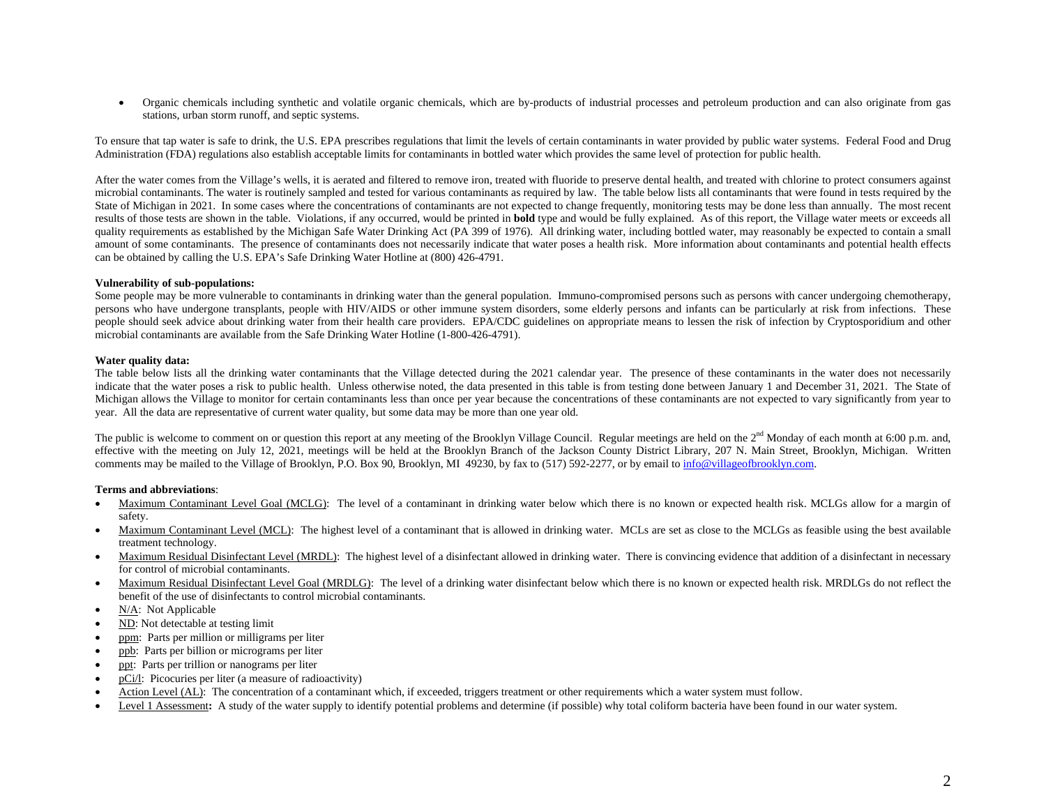- Organic chemicals including synthetic and volatile organic chemicals, which are by-products of industrial processes and petroleum production and can also originate from gas stations, urban storm runoff, and septic systems.

To ensure that tap water is safe to drink, the U.S. EPA prescribes regulations that limit the levels of certain contaminants in water provided by public water systems. Federal Food and Drug Administration (FDA) regulations also establish acceptable limits for contaminants in bottled water which provides the same level of protection for public health.

After the water comes from the Village's wells, it is aerated and filtered to remove iron, treated with fluoride to preserve dental health, and treated with chlorine to protect consumers against microbial contaminants. The water is routinely sampled and tested for various contaminants as required by law. The table below lists all contaminants that were found in tests required by the State of Michigan in 2021. In some cases where the concentrations of contaminants are not expected to change frequently, monitoring tests may be done less than annually. The most recent results of those tests are shown in the table. Violations, if any occurred, would be printed in **bold** type and would be fully explained. As of this report, the Village water meets or exceeds all quality requirements as established by the Michigan Safe Water Drinking Act (PA 399 of 1976). All drinking water, including bottled water, may reasonably be expected to contain a small amount of some contaminants. The presence of contaminants does not necessarily indicate that water poses a health risk. More information about contaminants and potential health effects can be obtained by calling the U.S. EPA's Safe Drinking Water Hotline at (800) 426-4791.

**Vulnerability of sub-populations:**
Some people may be more vulnerable to contaminants in drinking water than the general population. Immuno-compromised persons such as persons with cancer undergoing chemotherapy, persons who have undergone transplants, people with HIV/AIDS or other immune system disorders, some elderly persons and infants can be particularly at risk from infections. These people should seek advice about drinking water from their health care providers. EPA/CDC guidelines on appropriate means to lessen the risk of infection by Cryptosporidium and other microbial contaminants are available from the Safe Drinking Water Hotline (1-800-426-4791).

**Water quality data:**
The table below lists all the drinking water contaminants that the Village detected during the 2021 calendar year. The presence of these contaminants in the water does not necessarily indicate that the water poses a risk to public health. Unless otherwise noted, the data presented in this table is from testing done between January 1 and December 31, 2021. The State of Michigan allows the Village to monitor for certain contaminants less than once per year because the concentrations of these contaminants are not expected to vary significantly from year to year. All the data are representative of current water quality, but some data may be more than one year old.

The public is welcome to comment on or question this report at any meeting of the Brooklyn Village Council. Regular meetings are held on the 2nd Monday of each month at 6:00 p.m. and, effective with the meeting on July 12, 2021, meetings will be held at the Brooklyn Branch of the Jackson County District Library, 207 N. Main Street, Brooklyn, Michigan. Written comments may be mailed to the Village of Brooklyn, P.O. Box 90, Brooklyn, MI 49230, by fax to (517) 592-2277, or by email to info@villageofbrooklyn.com.

**Terms and abbreviations**:

- Maximum Contaminant Level Goal (MCLG): The level of a contaminant in drinking water below which there is no known or expected health risk. MCLGs allow for a margin of safety.
- Maximum Contaminant Level (MCL): The highest level of a contaminant that is allowed in drinking water. MCLs are set as close to the MCLGs as feasible using the best available treatment technology.
- Maximum Residual Disinfectant Level (MRDL): The highest level of a disinfectant allowed in drinking water. There is convincing evidence that addition of a disinfectant in necessary for control of microbial contaminants.
- Maximum Residual Disinfectant Level Goal (MRDLG): The level of a drinking water disinfectant below which there is no known or expected health risk. MRDLGs do not reflect the benefit of the use of disinfectants to control microbial contaminants.
- N/A: Not Applicable
- ND: Not detectable at testing limit
- ppm: Parts per million or milligrams per liter
- ppb: Parts per billion or micrograms per liter
- ppt: Parts per trillion or nanograms per liter
- pCi/l: Picocuries per liter (a measure of radioactivity)
- Action Level (AL): The concentration of a contaminant which, if exceeded, triggers treatment or other requirements which a water system must follow.
- Level 1 Assessment**:** A study of the water supply to identify potential problems and determine (if possible) why total coliform bacteria have been found in our water system.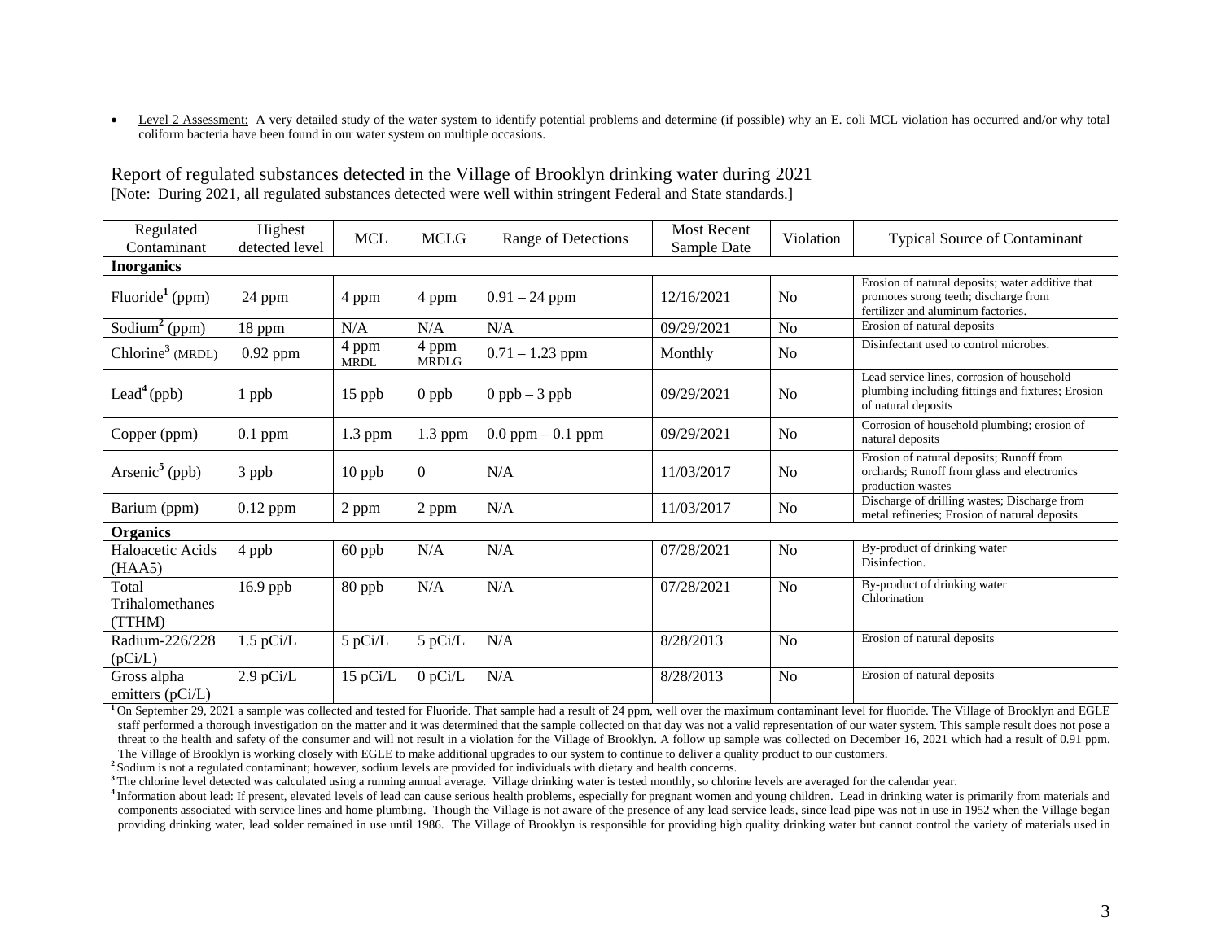- Level 2 Assessment: A very detailed study of the water system to identify potential problems and determine (if possible) why an E. coli MCL violation has occurred and/or why total coliform bacteria have been found in our water system on multiple occasions.

## Report of regulated substances detected in the Village of Brooklyn drinking water during 2021

[Note: During 2021, all regulated substances detected were well within stringent Federal and State standards.]

| Regulated Contaminant | Highest detected level | MCL | MCLG | Range of Detections | Most Recent Sample Date | Violation | Typical Source of Contaminant |
|---|---|---|---|---|---|---|---|
| **Inorganics** | | | | | | | |
| Fluoride[1] (ppm) | 24 ppm | 4 ppm | 4 ppm | 0.91 – 24 ppm | 12/16/2021 | No | Erosion of natural deposits; water additive that promotes strong teeth; discharge from fertilizer and aluminum factories. |
| Sodium[2] (ppm) | 18 ppm | N/A | N/A | N/A | 09/29/2021 | No | Erosion of natural deposits |
| Chlorine[3] (MRDL) | 0.92 ppm | 4 ppm MRDL | 4 ppm MRDLG | 0.71 – 1.23 ppm | Monthly | No | Disinfectant used to control microbes. |
| Lead[4] (ppb) | 1 ppb | 15 ppb | 0 ppb | 0 ppb – 3 ppb | 09/29/2021 | No | Lead service lines, corrosion of household plumbing including fittings and fixtures; Erosion of natural deposits |
| Copper (ppm) | 0.1 ppm | 1.3 ppm | 1.3 ppm | 0.0 ppm – 0.1 ppm | 09/29/2021 | No | Corrosion of household plumbing; erosion of natural deposits |
| Arsenic[5] (ppb) | 3 ppb | 10 ppb | 0 | N/A | 11/03/2017 | No | Erosion of natural deposits; Runoff from orchards; Runoff from glass and electronics production wastes |
| Barium (ppm) | 0.12 ppm | 2 ppm | 2 ppm | N/A | 11/03/2017 | No | Discharge of drilling wastes; Discharge from metal refineries; Erosion of natural deposits |
| **Organics** | | | | | | | |
| Haloacetic Acids (HAA5) | 4 ppb | 60 ppb | N/A | N/A | 07/28/2021 | No | By-product of drinking water Disinfection. |
| Total Trihalomethanes (TTHM) | 16.9 ppb | 80 ppb | N/A | N/A | 07/28/2021 | No | By-product of drinking water Chlorination |
| Radium-226/228 (pCi/L) | 1.5 pCi/L | 5 pCi/L | 5 pCi/L | N/A | 8/28/2013 | No | Erosion of natural deposits |
| Gross alpha emitters (pCi/L) | 2.9 pCi/L | 15 pCi/L | 0 pCi/L | N/A | 8/28/2013 | No | Erosion of natural deposits |

[1] On September 29, 2021 a sample was collected and tested for Fluoride. That sample had a result of 24 ppm, well over the maximum contaminant level for fluoride. The Village of Brooklyn and EGLE staff performed a thorough investigation on the matter and it was determined that the sample collected on that day was not a valid representation of our water system. This sample result does not pose a threat to the health and safety of the consumer and will not result in a violation for the Village of Brooklyn. A follow up sample was collected on December 16, 2021 which had a result of 0.91 ppm. The Village of Brooklyn is working closely with EGLE to make additional upgrades to our system to continue to deliver a quality product to our customers.

[2] Sodium is not a regulated contaminant; however, sodium levels are provided for individuals with dietary and health concerns.

[3] The chlorine level detected was calculated using a running annual average. Village drinking water is tested monthly, so chlorine levels are averaged for the calendar year.

[4] Information about lead: If present, elevated levels of lead can cause serious health problems, especially for pregnant women and young children. Lead in drinking water is primarily from materials and components associated with service lines and home plumbing. Though the Village is not aware of the presence of any lead service leads, since lead pipe was not in use in 1952 when the Village began providing drinking water, lead solder remained in use until 1986. The Village of Brooklyn is responsible for providing high quality drinking water but cannot control the variety of materials used in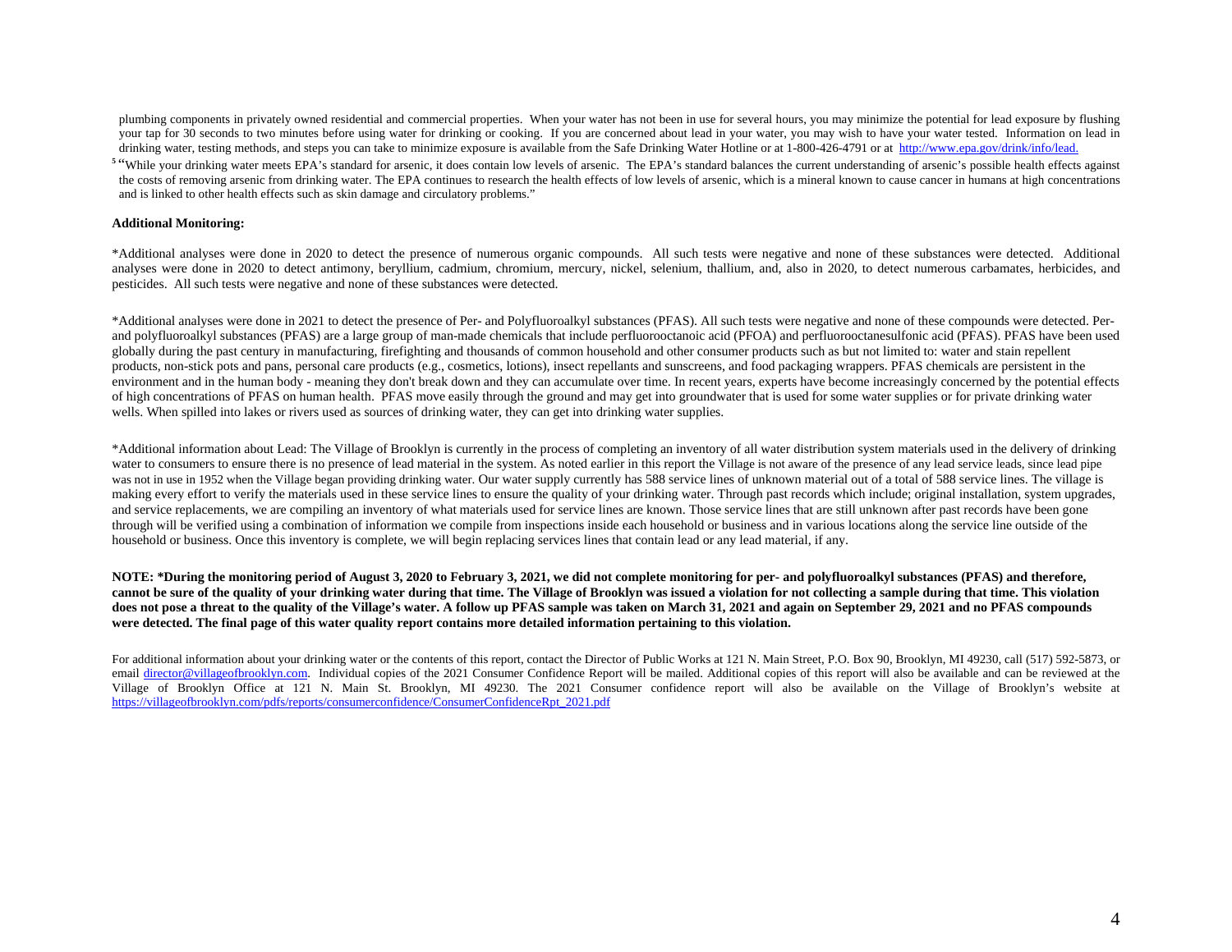plumbing components in privately owned residential and commercial properties. When your water has not been in use for several hours, you may minimize the potential for lead exposure by flushing your tap for 30 seconds to two minutes before using water for drinking or cooking. If you are concerned about lead in your water, you may wish to have your water tested. Information on lead in drinking water, testing methods, and steps you can take to minimize exposure is available from the Safe Drinking Water Hotline or at 1-800-426-4791 or at http://www.epa.gov/drink/info/lead.

[5] "While your drinking water meets EPA's standard for arsenic, it does contain low levels of arsenic. The EPA's standard balances the current understanding of arsenic's possible health effects against the costs of removing arsenic from drinking water. The EPA continues to research the health effects of low levels of arsenic, which is a mineral known to cause cancer in humans at high concentrations and is linked to other health effects such as skin damage and circulatory problems."

**Additional Monitoring:**

*Additional analyses were done in 2020 to detect the presence of numerous organic compounds. All such tests were negative and none of these substances were detected. Additional analyses were done in 2020 to detect antimony, beryllium, cadmium, chromium, mercury, nickel, selenium, thallium, and, also in 2020, to detect numerous carbamates, herbicides, and pesticides. All such tests were negative and none of these substances were detected.

*Additional analyses were done in 2021 to detect the presence of Per- and Polyfluoroalkyl substances (PFAS). All such tests were negative and none of these compounds were detected. Per- and polyfluoroalkyl substances (PFAS) are a large group of man-made chemicals that include perfluorooctanoic acid (PFOA) and perfluorooctanesulfonic acid (PFAS). PFAS have been used globally during the past century in manufacturing, firefighting and thousands of common household and other consumer products such as but not limited to: water and stain repellent products, non-stick pots and pans, personal care products (e.g., cosmetics, lotions), insect repellants and sunscreens, and food packaging wrappers. PFAS chemicals are persistent in the environment and in the human body - meaning they don't break down and they can accumulate over time. In recent years, experts have become increasingly concerned by the potential effects of high concentrations of PFAS on human health. PFAS move easily through the ground and may get into groundwater that is used for some water supplies or for private drinking water wells. When spilled into lakes or rivers used as sources of drinking water, they can get into drinking water supplies.

*Additional information about Lead: The Village of Brooklyn is currently in the process of completing an inventory of all water distribution system materials used in the delivery of drinking water to consumers to ensure there is no presence of lead material in the system. As noted earlier in this report the Village is not aware of the presence of any lead service leads, since lead pipe was not in use in 1952 when the Village began providing drinking water. Our water supply currently has 588 service lines of unknown material out of a total of 588 service lines. The village is making every effort to verify the materials used in these service lines to ensure the quality of your drinking water. Through past records which include; original installation, system upgrades, and service replacements, we are compiling an inventory of what materials used for service lines are known. Those service lines that are still unknown after past records have been gone through will be verified using a combination of information we compile from inspections inside each household or business and in various locations along the service line outside of the household or business. Once this inventory is complete, we will begin replacing services lines that contain lead or any lead material, if any.

**NOTE: *During the monitoring period of August 3, 2020 to February 3, 2021, we did not complete monitoring for per- and polyfluoroalkyl substances (PFAS) and therefore, cannot be sure of the quality of your drinking water during that time. The Village of Brooklyn was issued a violation for not collecting a sample during that time. This violation does not pose a threat to the quality of the Village's water. A follow up PFAS sample was taken on March 31, 2021 and again on September 29, 2021 and no PFAS compounds were detected. The final page of this water quality report contains more detailed information pertaining to this violation.**

For additional information about your drinking water or the contents of this report, contact the Director of Public Works at 121 N. Main Street, P.O. Box 90, Brooklyn, MI 49230, call (517) 592-5873, or email director@villageofbrooklyn.com. Individual copies of the 2021 Consumer Confidence Report will be mailed. Additional copies of this report will also be available and can be reviewed at the Village of Brooklyn Office at 121 N. Main St. Brooklyn, MI 49230. The 2021 Consumer confidence report will also be available on the Village of Brooklyn's website at https://villageofbrooklyn.com/pdfs/reports/consumerconfidence/ConsumerConfidenceRpt_2021.pdf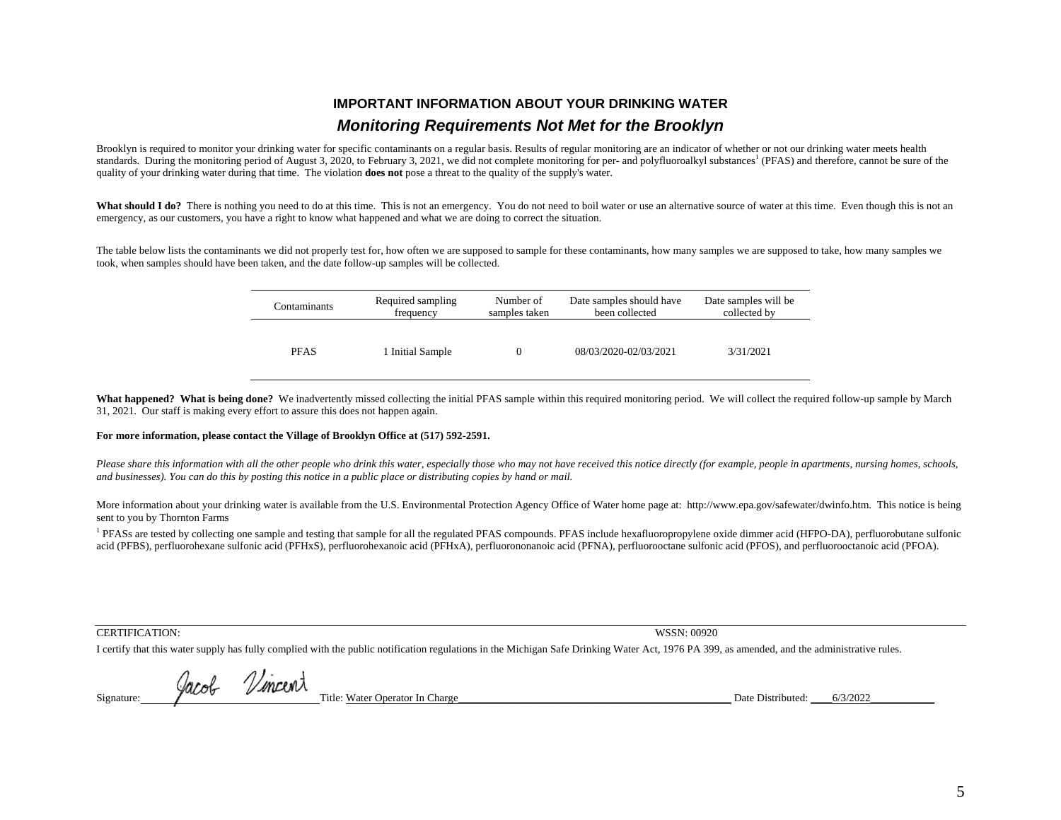## IMPORTANT INFORMATION ABOUT YOUR DRINKING WATER

### *Monitoring Requirements Not Met for the Brooklyn*

Brooklyn is required to monitor your drinking water for specific contaminants on a regular basis. Results of regular monitoring are an indicator of whether or not our drinking water meets health standards. During the monitoring period of August 3, 2020, to February 3, 2021, we did not complete monitoring for per- and polyfluoroalkyl substances[1] (PFAS) and therefore, cannot be sure of the quality of your drinking water during that time. The violation **does not** pose a threat to the quality of the supply's water.

**What should I do?** There is nothing you need to do at this time. This is not an emergency. You do not need to boil water or use an alternative source of water at this time. Even though this is not an emergency, as our customers, you have a right to know what happened and what we are doing to correct the situation.

The table below lists the contaminants we did not properly test for, how often we are supposed to sample for these contaminants, how many samples we are supposed to take, how many samples we took, when samples should have been taken, and the date follow-up samples will be collected.

| Contaminants | Required sampling frequency | Number of samples taken | Date samples should have been collected | Date samples will be collected by |
|---|---|---|---|---|
| PFAS | 1 Initial Sample | 0 | 08/03/2020-02/03/2021 | 3/31/2021 |

**What happened? What is being done?** We inadvertently missed collecting the initial PFAS sample within this required monitoring period. We will collect the required follow-up sample by March 31, 2021. Our staff is making every effort to assure this does not happen again.

**For more information, please contact the Village of Brooklyn Office at (517) 592-2591.**

*Please share this information with all the other people who drink this water, especially those who may not have received this notice directly (for example, people in apartments, nursing homes, schools, and businesses). You can do this by posting this notice in a public place or distributing copies by hand or mail.*

More information about your drinking water is available from the U.S. Environmental Protection Agency Office of Water home page at: http://www.epa.gov/safewater/dwinfo.htm. This notice is being sent to you by Thornton Farms

[1] PFASs are tested by collecting one sample and testing that sample for all the regulated PFAS compounds. PFAS include hexafluoropropylene oxide dimmer acid (HFPO-DA), perfluorobutane sulfonic acid (PFBS), perfluorohexane sulfonic acid (PFHxS), perfluorohexanoic acid (PFHxA), perfluorononanoic acid (PFNA), perfluorooctane sulfonic acid (PFOS), and perfluorooctanoic acid (PFOA).

CERTIFICATION: WSSN: 00920

I certify that this water supply has fully complied with the public notification regulations in the Michigan Safe Drinking Water Act, 1976 PA 399, as amended, and the administrative rules.

Signature: Jacob Vincent Title: Water Operator In Charge Date Distributed: 6/3/2022